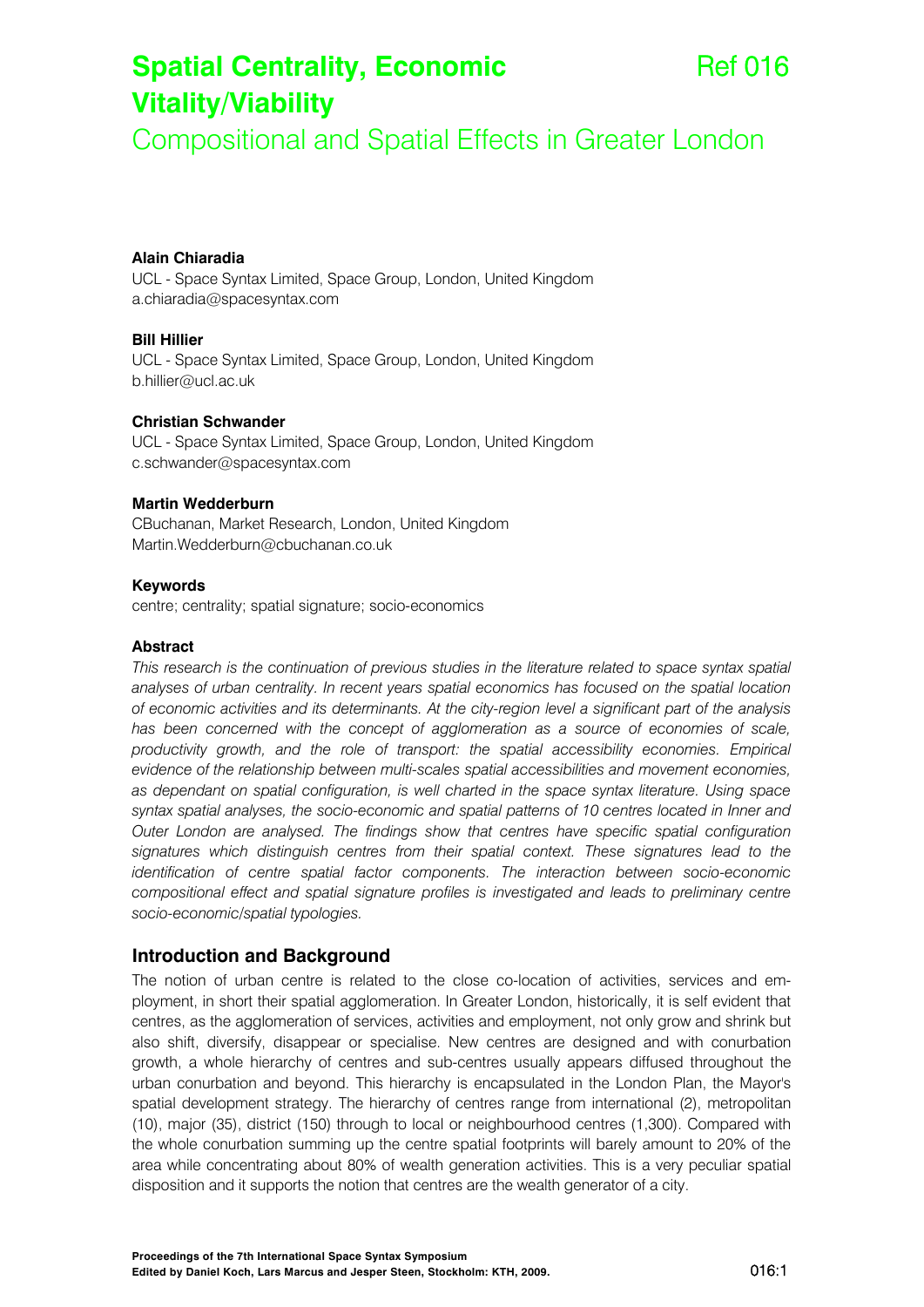# Spatial Centrality, Economic Vitality/Viability

Ref 016

## Compositional and Spatial Effects in Greater London

**Alain Chiaradia**
UCL - Space Syntax Limited, Space Group, London, United Kingdom
a.chiaradia@spacesyntax.com

**Bill Hillier**
UCL - Space Syntax Limited, Space Group, London, United Kingdom
b.hillier@ucl.ac.uk

**Christian Schwander**
UCL - Space Syntax Limited, Space Group, London, United Kingdom
c.schwander@spacesyntax.com

**Martin Wedderburn**
CBuchanan, Market Research, London, United Kingdom
Martin.Wedderburn@cbuchanan.co.uk

**Keywords**

centre; centrality; spatial signature; socio-economics

**Abstract**

*This research is the continuation of previous studies in the literature related to space syntax spatial analyses of urban centrality. In recent years spatial economics has focused on the spatial location of economic activities and its determinants. At the city-region level a significant part of the analysis has been concerned with the concept of agglomeration as a source of economies of scale, productivity growth, and the role of transport: the spatial accessibility economies. Empirical evidence of the relationship between multi-scales spatial accessibilities and movement economies, as dependant on spatial configuration, is well charted in the space syntax literature. Using space syntax spatial analyses, the socio-economic and spatial patterns of 10 centres located in Inner and Outer London are analysed. The findings show that centres have specific spatial configuration signatures which distinguish centres from their spatial context. These signatures lead to the identification of centre spatial factor components. The interaction between socio-economic compositional effect and spatial signature profiles is investigated and leads to preliminary centre socio-economic/spatial typologies.*

## Introduction and Background

The notion of urban centre is related to the close co-location of activities, services and employment, in short their spatial agglomeration. In Greater London, historically, it is self evident that centres, as the agglomeration of services, activities and employment, not only grow and shrink but also shift, diversify, disappear or specialise. New centres are designed and with conurbation growth, a whole hierarchy of centres and sub-centres usually appears diffused throughout the urban conurbation and beyond. This hierarchy is encapsulated in the London Plan, the Mayor's spatial development strategy. The hierarchy of centres range from international (2), metropolitan (10), major (35), district (150) through to local or neighbourhood centres (1,300). Compared with the whole conurbation summing up the centre spatial footprints will barely amount to 20% of the area while concentrating about 80% of wealth generation activities. This is a very peculiar spatial disposition and it supports the notion that centres are the wealth generator of a city.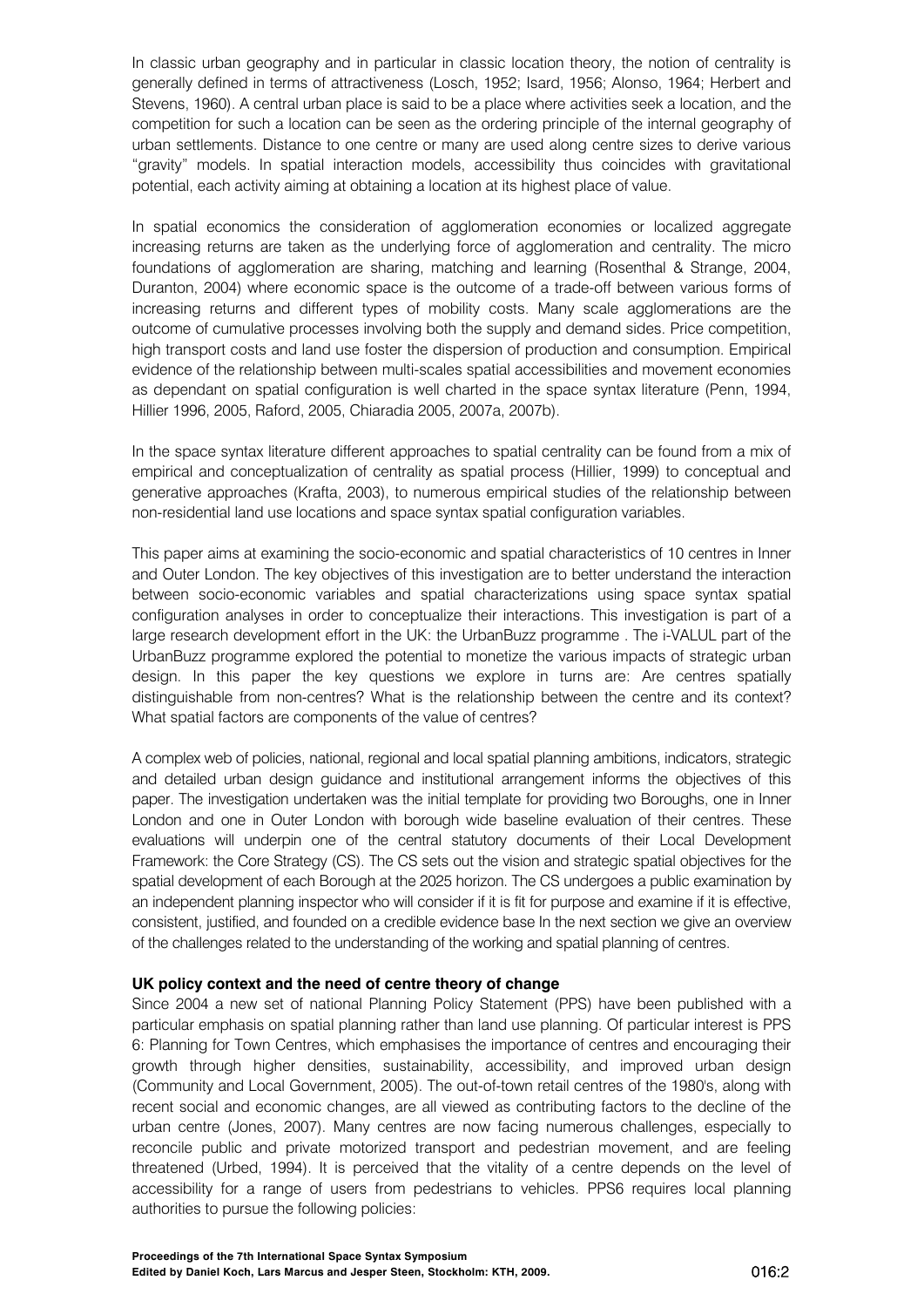In classic urban geography and in particular in classic location theory, the notion of centrality is generally defined in terms of attractiveness (Losch, 1952; Isard, 1956; Alonso, 1964; Herbert and Stevens, 1960). A central urban place is said to be a place where activities seek a location, and the competition for such a location can be seen as the ordering principle of the internal geography of urban settlements. Distance to one centre or many are used along centre sizes to derive various "gravity" models. In spatial interaction models, accessibility thus coincides with gravitational potential, each activity aiming at obtaining a location at its highest place of value.

In spatial economics the consideration of agglomeration economies or localized aggregate increasing returns are taken as the underlying force of agglomeration and centrality. The micro foundations of agglomeration are sharing, matching and learning (Rosenthal & Strange, 2004, Duranton, 2004) where economic space is the outcome of a trade-off between various forms of increasing returns and different types of mobility costs. Many scale agglomerations are the outcome of cumulative processes involving both the supply and demand sides. Price competition, high transport costs and land use foster the dispersion of production and consumption. Empirical evidence of the relationship between multi-scales spatial accessibilities and movement economies as dependant on spatial configuration is well charted in the space syntax literature (Penn, 1994, Hillier 1996, 2005, Raford, 2005, Chiaradia 2005, 2007a, 2007b).

In the space syntax literature different approaches to spatial centrality can be found from a mix of empirical and conceptualization of centrality as spatial process (Hillier, 1999) to conceptual and generative approaches (Krafta, 2003), to numerous empirical studies of the relationship between non-residential land use locations and space syntax spatial configuration variables.

This paper aims at examining the socio-economic and spatial characteristics of 10 centres in Inner and Outer London. The key objectives of this investigation are to better understand the interaction between socio-economic variables and spatial characterizations using space syntax spatial configuration analyses in order to conceptualize their interactions. This investigation is part of a large research development effort in the UK: the UrbanBuzz programme . The i-VALUL part of the UrbanBuzz programme explored the potential to monetize the various impacts of strategic urban design. In this paper the key questions we explore in turns are: Are centres spatially distinguishable from non-centres? What is the relationship between the centre and its context? What spatial factors are components of the value of centres?

A complex web of policies, national, regional and local spatial planning ambitions, indicators, strategic and detailed urban design guidance and institutional arrangement informs the objectives of this paper. The investigation undertaken was the initial template for providing two Boroughs, one in Inner London and one in Outer London with borough wide baseline evaluation of their centres. These evaluations will underpin one of the central statutory documents of their Local Development Framework: the Core Strategy (CS). The CS sets out the vision and strategic spatial objectives for the spatial development of each Borough at the 2025 horizon. The CS undergoes a public examination by an independent planning inspector who will consider if it is fit for purpose and examine if it is effective, consistent, justified, and founded on a credible evidence base In the next section we give an overview of the challenges related to the understanding of the working and spatial planning of centres.

**UK policy context and the need of centre theory of change**

Since 2004 a new set of national Planning Policy Statement (PPS) have been published with a particular emphasis on spatial planning rather than land use planning. Of particular interest is PPS 6: Planning for Town Centres, which emphasises the importance of centres and encouraging their growth through higher densities, sustainability, accessibility, and improved urban design (Community and Local Government, 2005). The out-of-town retail centres of the 1980's, along with recent social and economic changes, are all viewed as contributing factors to the decline of the urban centre (Jones, 2007). Many centres are now facing numerous challenges, especially to reconcile public and private motorized transport and pedestrian movement, and are feeling threatened (Urbed, 1994). It is perceived that the vitality of a centre depends on the level of accessibility for a range of users from pedestrians to vehicles. PPS6 requires local planning authorities to pursue the following policies: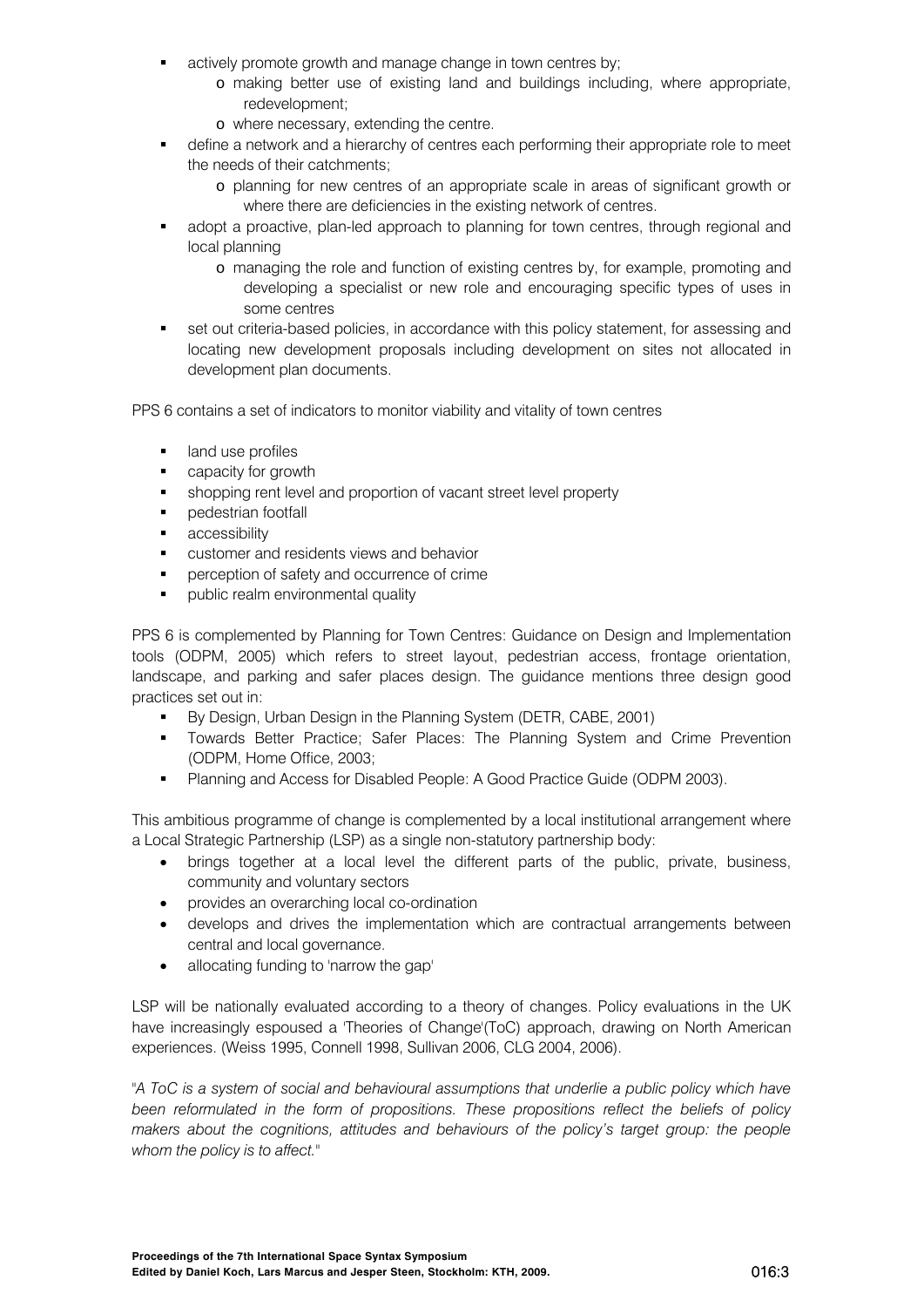- actively promote growth and manage change in town centres by;
    - making better use of existing land and buildings including, where appropriate, redevelopment;
    - where necessary, extending the centre.
- define a network and a hierarchy of centres each performing their appropriate role to meet the needs of their catchments;
    - planning for new centres of an appropriate scale in areas of significant growth or where there are deficiencies in the existing network of centres.
- adopt a proactive, plan-led approach to planning for town centres, through regional and local planning
    - managing the role and function of existing centres by, for example, promoting and developing a specialist or new role and encouraging specific types of uses in some centres
- set out criteria-based policies, in accordance with this policy statement, for assessing and locating new development proposals including development on sites not allocated in development plan documents.

PPS 6 contains a set of indicators to monitor viability and vitality of town centres

- land use profiles
- capacity for growth
- shopping rent level and proportion of vacant street level property
- pedestrian footfall
- accessibility
- customer and residents views and behavior
- perception of safety and occurrence of crime
- public realm environmental quality

PPS 6 is complemented by Planning for Town Centres: Guidance on Design and Implementation tools (ODPM, 2005) which refers to street layout, pedestrian access, frontage orientation, landscape, and parking and safer places design. The guidance mentions three design good practices set out in:

- By Design, Urban Design in the Planning System (DETR, CABE, 2001)
- Towards Better Practice; Safer Places: The Planning System and Crime Prevention (ODPM, Home Office, 2003;
- Planning and Access for Disabled People: A Good Practice Guide (ODPM 2003).

This ambitious programme of change is complemented by a local institutional arrangement where a Local Strategic Partnership (LSP) as a single non-statutory partnership body:

- brings together at a local level the different parts of the public, private, business, community and voluntary sectors
- provides an overarching local co-ordination
- develops and drives the implementation which are contractual arrangements between central and local governance.
- allocating funding to 'narrow the gap'

LSP will be nationally evaluated according to a theory of changes. Policy evaluations in the UK have increasingly espoused a 'Theories of Change'(ToC) approach, drawing on North American experiences. (Weiss 1995, Connell 1998, Sullivan 2006, CLG 2004, 2006).

"*A ToC is a system of social and behavioural assumptions that underlie a public policy which have been reformulated in the form of propositions. These propositions reflect the beliefs of policy makers about the cognitions, attitudes and behaviours of the policy's target group: the people whom the policy is to affect.*"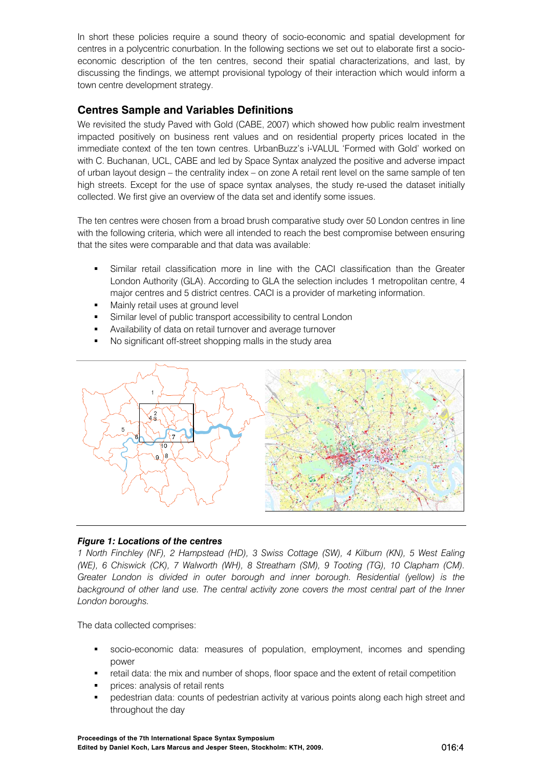In short these policies require a sound theory of socio-economic and spatial development for centres in a polycentric conurbation. In the following sections we set out to elaborate first a socio-economic description of the ten centres, second their spatial characterizations, and last, by discussing the findings, we attempt provisional typology of their interaction which would inform a town centre development strategy.

## Centres Sample and Variables Definitions

We revisited the study Paved with Gold (CABE, 2007) which showed how public realm investment impacted positively on business rent values and on residential property prices located in the immediate context of the ten town centres. UrbanBuzz's i-VALUL 'Formed with Gold' worked on with C. Buchanan, UCL, CABE and led by Space Syntax analyzed the positive and adverse impact of urban layout design – the centrality index – on zone A retail rent level on the same sample of ten high streets. Except for the use of space syntax analyses, the study re-used the dataset initially collected. We first give an overview of the data set and identify some issues.

The ten centres were chosen from a broad brush comparative study over 50 London centres in line with the following criteria, which were all intended to reach the best compromise between ensuring that the sites were comparable and that data was available:

- Similar retail classification more in line with the CACI classification than the Greater London Authority (GLA). According to GLA the selection includes 1 metropolitan centre, 4 major centres and 5 district centres. CACI is a provider of marketing information.
- Mainly retail uses at ground level
- Similar level of public transport accessibility to central London
- Availability of data on retail turnover and average turnover
- No significant off-street shopping malls in the study area

***Figure 1: Locations of the centres***

*1 North Finchley (NF), 2 Hampstead (HD), 3 Swiss Cottage (SW), 4 Kilburn (KN), 5 West Ealing (WE), 6 Chiswick (CK), 7 Walworth (WH), 8 Streatham (SM), 9 Tooting (TG), 10 Clapham (CM). Greater London is divided in outer borough and inner borough. Residential (yellow) is the background of other land use. The central activity zone covers the most central part of the Inner London boroughs.*

The data collected comprises:

- socio-economic data: measures of population, employment, incomes and spending power
- retail data: the mix and number of shops, floor space and the extent of retail competition
- prices: analysis of retail rents
- pedestrian data: counts of pedestrian activity at various points along each high street and throughout the day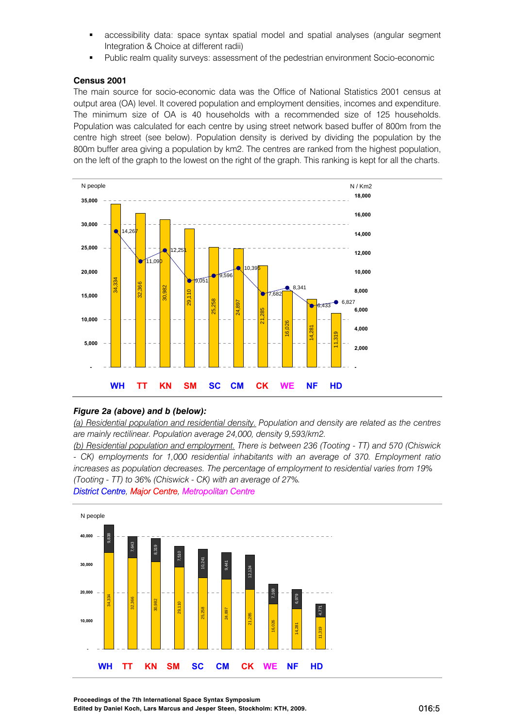- accessibility data: space syntax spatial model and spatial analyses (angular segment Integration & Choice at different radii)
- Public realm quality surveys: assessment of the pedestrian environment Socio-economic

**Census 2001**

The main source for socio-economic data was the Office of National Statistics 2001 census at output area (OA) level. It covered population and employment densities, incomes and expenditure. The minimum size of OA is 40 households with a recommended size of 125 households. Population was calculated for each centre by using street network based buffer of 800m from the centre high street (see below). Population density is derived by dividing the population by the 800m buffer area giving a population by km2. The centres are ranked from the highest population, on the left of the graph to the lowest on the right of the graph. This ranking is kept for all the charts.

***Figure 2a (above) and b (below):***

*(a) Residential population and residential density. Population and density are related as the centres are mainly rectilinear. Population average 24,000, density 9,593/km2.*

*(b) Residential population and employment. There is between 236 (Tooting - TT) and 570 (Chiswick - CK) employments for 1,000 residential inhabitants with an average of 370. Employment ratio increases as population decreases. The percentage of employment to residential varies from 19% (Tooting - TT) to 36% (Chiswick - CK) with an average of 27%.*

*District Centre, Major Centre, Metropolitan Centre*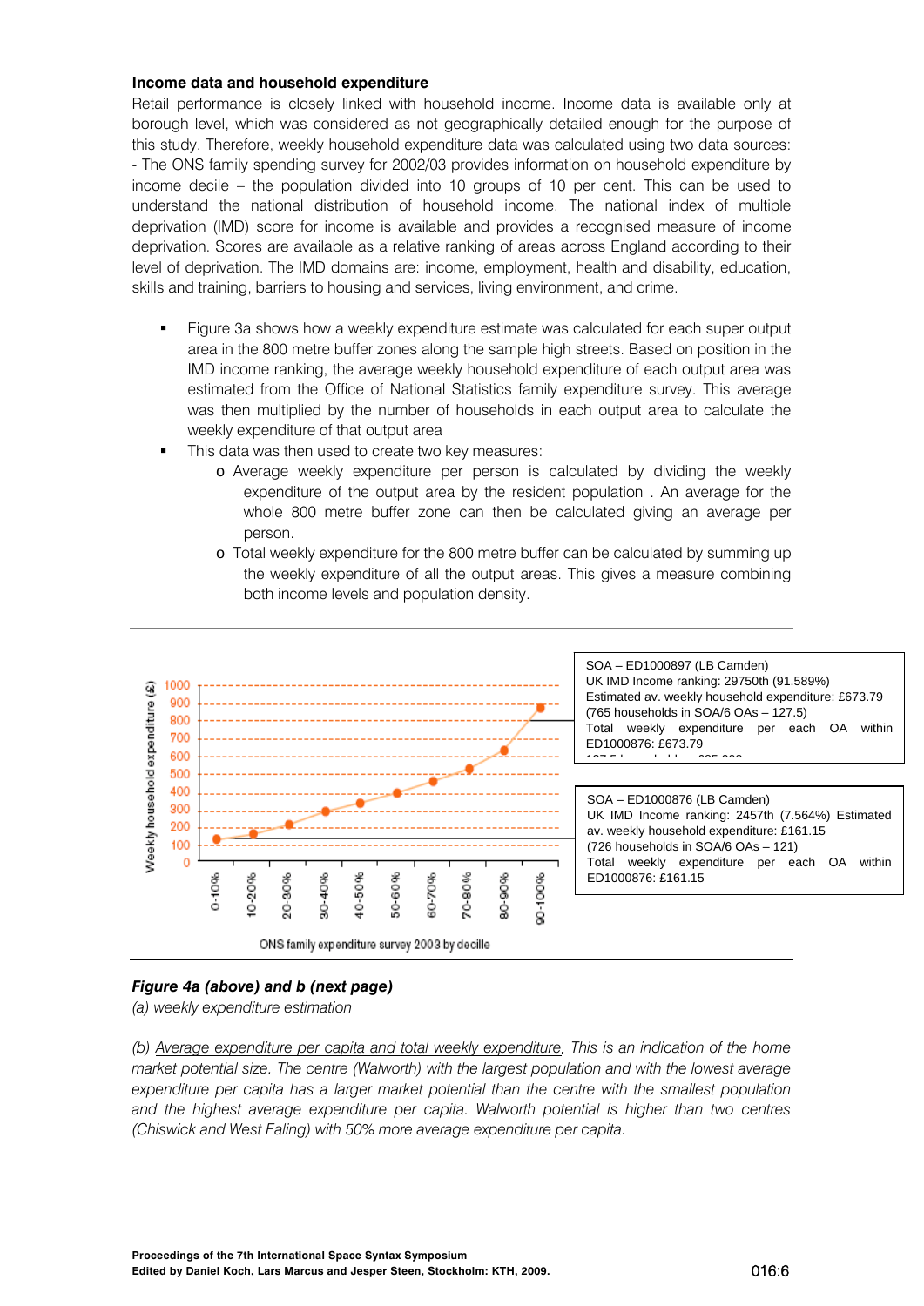**Income data and household expenditure**

Retail performance is closely linked with household income. Income data is available only at borough level, which was considered as not geographically detailed enough for the purpose of this study. Therefore, weekly household expenditure data was calculated using two data sources:
- The ONS family spending survey for 2002/03 provides information on household expenditure by income decile – the population divided into 10 groups of 10 per cent. This can be used to understand the national distribution of household income. The national index of multiple deprivation (IMD) score for income is available and provides a recognised measure of income deprivation. Scores are available as a relative ranking of areas across England according to their level of deprivation. The IMD domains are: income, employment, health and disability, education, skills and training, barriers to housing and services, living environment, and crime.

- Figure 3a shows how a weekly expenditure estimate was calculated for each super output area in the 800 metre buffer zones along the sample high streets. Based on position in the IMD income ranking, the average weekly household expenditure of each output area was estimated from the Office of National Statistics family expenditure survey. This average was then multiplied by the number of households in each output area to calculate the weekly expenditure of that output area
- This data was then used to create two key measures:
  - Average weekly expenditure per person is calculated by dividing the weekly expenditure of the output area by the resident population . An average for the whole 800 metre buffer zone can then be calculated giving an average per person.
  - Total weekly expenditure for the 800 metre buffer can be calculated by summing up the weekly expenditure of all the output areas. This gives a measure combining both income levels and population density.

Weekly household expenditure (£)

1000
900
800
700
600
500
400
300
200
100
0

0-10% 10-20% 20-30% 30-40% 40-50% 50-60% 60-70% 70-80% 80-90% 90-100%

ONS family expenditure survey 2003 by decille

SOA – ED1000897 (LB Camden)
UK IMD Income ranking: 29750th (91.589%)
Estimated av. weekly household expenditure: £673.79
(765 households in SOA/6 OAs – 127.5)
Total weekly expenditure per each OA within ED1000876: £673.79

SOA – ED1000876 (LB Camden)
UK IMD Income ranking: 2457th (7.564%) Estimated av. weekly household expenditure: £161.15
(726 households in SOA/6 OAs – 121)
Total weekly expenditure per each OA within ED1000876: £161.15

***Figure 4a (above) and b (next page)***

*(a) weekly expenditure estimation*

*(b) Average expenditure per capita and total weekly expenditure. This is an indication of the home market potential size. The centre (Walworth) with the largest population and with the lowest average expenditure per capita has a larger market potential than the centre with the smallest population and the highest average expenditure per capita. Walworth potential is higher than two centres (Chiswick and West Ealing) with 50% more average expenditure per capita.*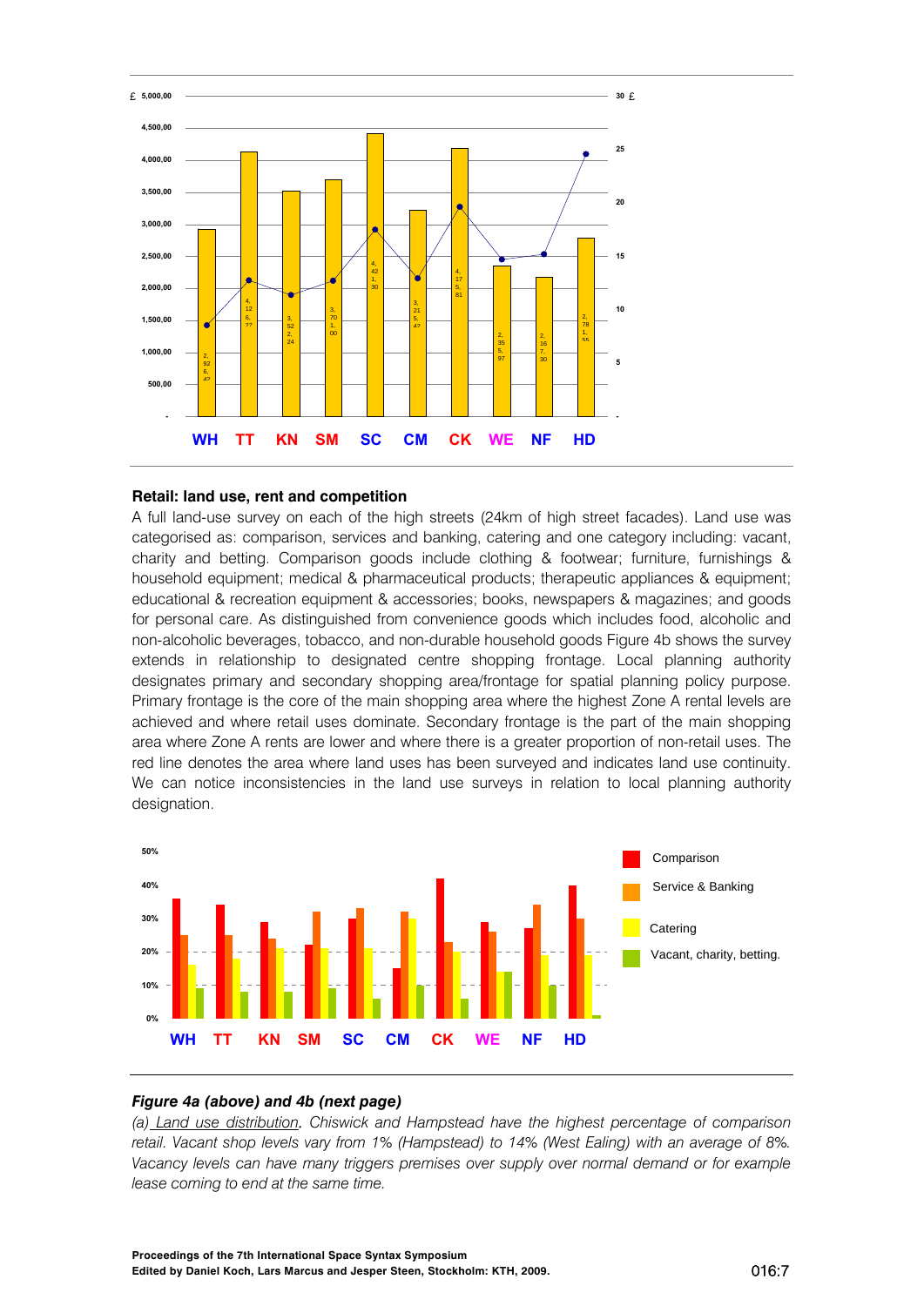## Retail: land use, rent and competition

A full land-use survey on each of the high streets (24km of high street facades). Land use was categorised as: comparison, services and banking, catering and one category including: vacant, charity and betting. Comparison goods include clothing & footwear; furniture, furnishings & household equipment; medical & pharmaceutical products; therapeutic appliances & equipment; educational & recreation equipment & accessories; books, newspapers & magazines; and goods for personal care. As distinguished from convenience goods which includes food, alcoholic and non-alcoholic beverages, tobacco, and non-durable household goods Figure 4b shows the survey extends in relationship to designated centre shopping frontage. Local planning authority designates primary and secondary shopping area/frontage for spatial planning policy purpose. Primary frontage is the core of the main shopping area where the highest Zone A rental levels are achieved and where retail uses dominate. Secondary frontage is the part of the main shopping area where Zone A rents are lower and where there is a greater proportion of non-retail uses. The red line denotes the area where land uses has been surveyed and indicates land use continuity. We can notice inconsistencies in the land use surveys in relation to local planning authority designation.

***Figure 4a (above) and 4b (next page)***

*(a) Land use distribution. Chiswick and Hampstead have the highest percentage of comparison retail. Vacant shop levels vary from 1% (Hampstead) to 14% (West Ealing) with an average of 8%. Vacancy levels can have many triggers premises over supply over normal demand or for example lease coming to end at the same time.*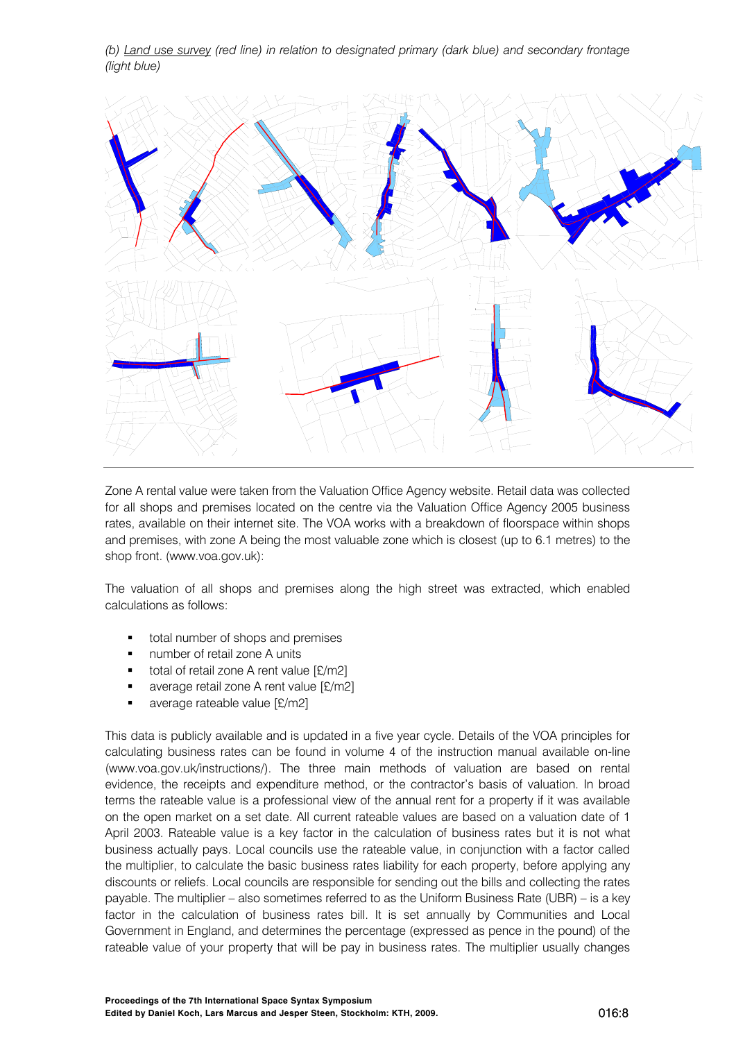*(b) Land use survey (red line) in relation to designated primary (dark blue) and secondary frontage (light blue)*

Zone A rental value were taken from the Valuation Office Agency website. Retail data was collected for all shops and premises located on the centre via the Valuation Office Agency 2005 business rates, available on their internet site. The VOA works with a breakdown of floorspace within shops and premises, with zone A being the most valuable zone which is closest (up to 6.1 metres) to the shop front. (www.voa.gov.uk):

The valuation of all shops and premises along the high street was extracted, which enabled calculations as follows:

- total number of shops and premises
- number of retail zone A units
- total of retail zone A rent value [£/m2]
- average retail zone A rent value [£/m2]
- average rateable value [£/m2]

This data is publicly available and is updated in a five year cycle. Details of the VOA principles for calculating business rates can be found in volume 4 of the instruction manual available on-line (www.voa.gov.uk/instructions/). The three main methods of valuation are based on rental evidence, the receipts and expenditure method, or the contractor's basis of valuation. In broad terms the rateable value is a professional view of the annual rent for a property if it was available on the open market on a set date. All current rateable values are based on a valuation date of 1 April 2003. Rateable value is a key factor in the calculation of business rates but it is not what business actually pays. Local councils use the rateable value, in conjunction with a factor called the multiplier, to calculate the basic business rates liability for each property, before applying any discounts or reliefs. Local councils are responsible for sending out the bills and collecting the rates payable. The multiplier – also sometimes referred to as the Uniform Business Rate (UBR) – is a key factor in the calculation of business rates bill. It is set annually by Communities and Local Government in England, and determines the percentage (expressed as pence in the pound) of the rateable value of your property that will be pay in business rates. The multiplier usually changes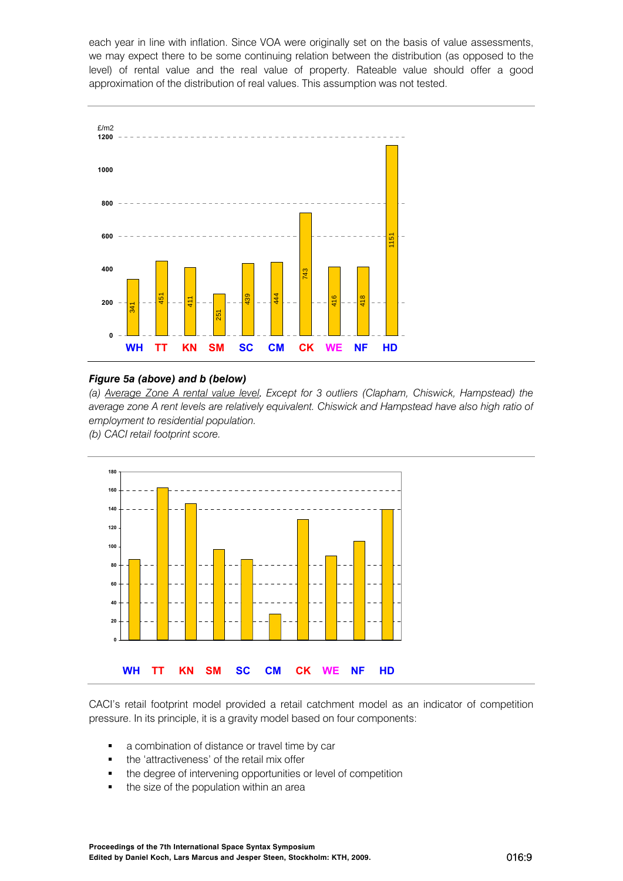each year in line with inflation. Since VOA were originally set on the basis of value assessments, we may expect there to be some continuing relation between the distribution (as opposed to the level) of rental value and the real value of property. Rateable value should offer a good approximation of the distribution of real values. This assumption was not tested.

***Figure 5a (above) and b (below)***

*(a) Average Zone A rental value level. Except for 3 outliers (Clapham, Chiswick, Hampstead) the average zone A rent levels are relatively equivalent. Chiswick and Hampstead have also high ratio of employment to residential population.*

*(b) CACI retail footprint score.*

CACI's retail footprint model provided a retail catchment model as an indicator of competition pressure. In its principle, it is a gravity model based on four components:

- a combination of distance or travel time by car
- the 'attractiveness' of the retail mix offer
- the degree of intervening opportunities or level of competition
- the size of the population within an area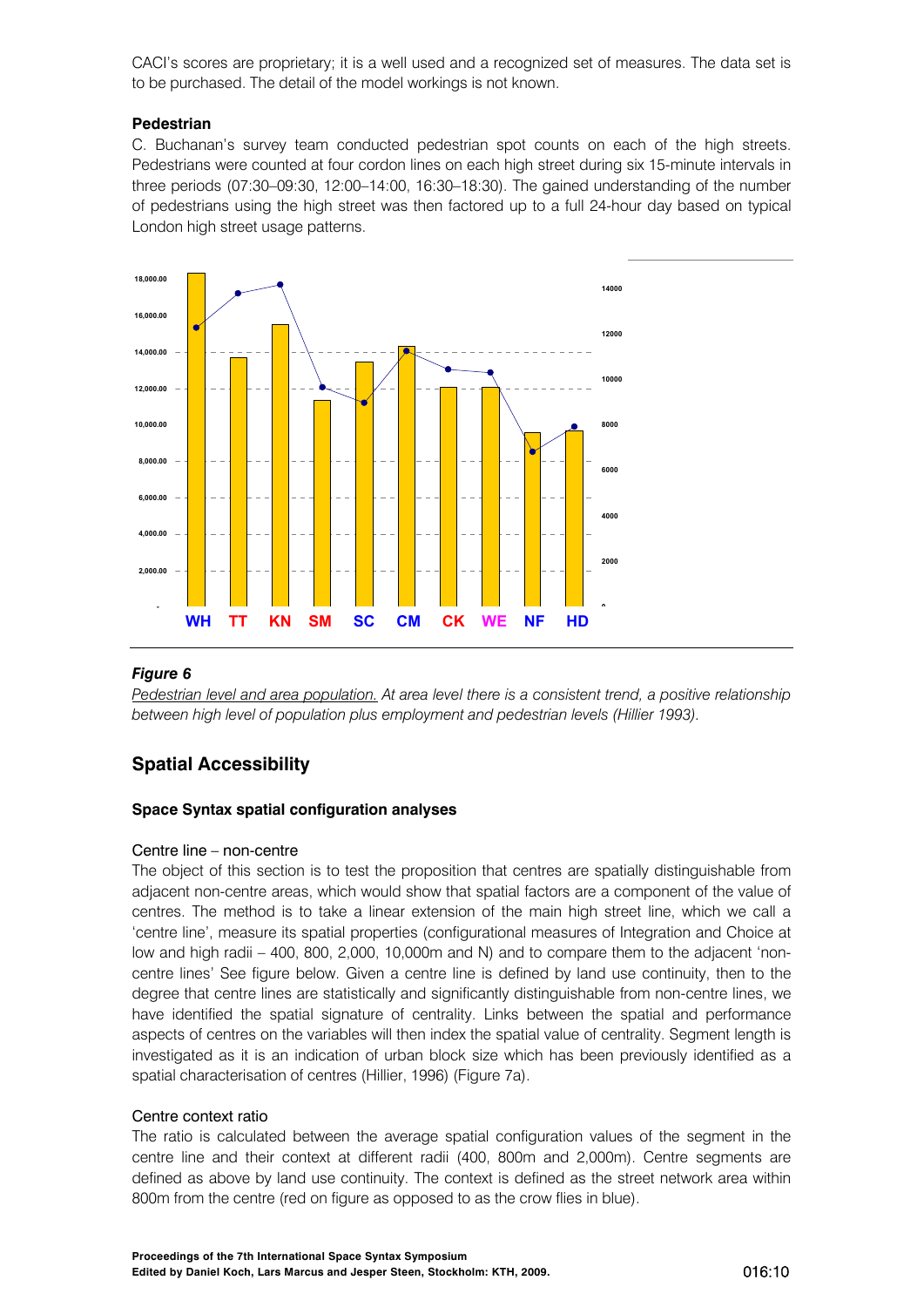CACI's scores are proprietary; it is a well used and a recognized set of measures. The data set is to be purchased. The detail of the model workings is not known.

**Pedestrian**

C. Buchanan's survey team conducted pedestrian spot counts on each of the high streets. Pedestrians were counted at four cordon lines on each high street during six 15-minute intervals in three periods (07:30–09:30, 12:00–14:00, 16:30–18:30). The gained understanding of the number of pedestrians using the high street was then factored up to a full 24-hour day based on typical London high street usage patterns.

***Figure 6***

*<u>Pedestrian level and area population.</u> At area level there is a consistent trend, a positive relationship between high level of population plus employment and pedestrian levels (Hillier 1993).*

## Spatial Accessibility

### Space Syntax spatial configuration analyses

Centre line – non-centre

The object of this section is to test the proposition that centres are spatially distinguishable from adjacent non-centre areas, which would show that spatial factors are a component of the value of centres. The method is to take a linear extension of the main high street line, which we call a 'centre line', measure its spatial properties (configurational measures of Integration and Choice at low and high radii – 400, 800, 2,000, 10,000m and N) and to compare them to the adjacent 'non-centre lines' See figure below. Given a centre line is defined by land use continuity, then to the degree that centre lines are statistically and significantly distinguishable from non-centre lines, we have identified the spatial signature of centrality. Links between the spatial and performance aspects of centres on the variables will then index the spatial value of centrality. Segment length is investigated as it is an indication of urban block size which has been previously identified as a spatial characterisation of centres (Hillier, 1996) (Figure 7a).

Centre context ratio

The ratio is calculated between the average spatial configuration values of the segment in the centre line and their context at different radii (400, 800m and 2,000m). Centre segments are defined as above by land use continuity. The context is defined as the street network area within 800m from the centre (red on figure as opposed to as the crow flies in blue).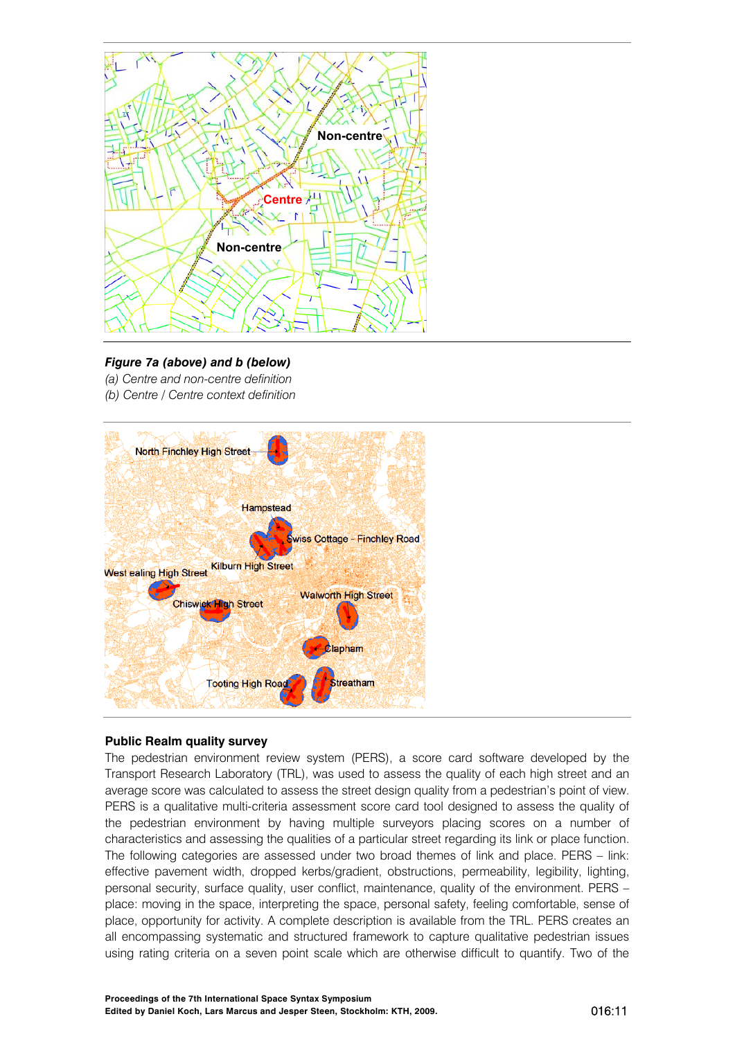*Figure 7a (above) and b (below)*
*(a) Centre and non-centre definition*
*(b) Centre / Centre context definition*

### Public Realm quality survey

The pedestrian environment review system (PERS), a score card software developed by the Transport Research Laboratory (TRL), was used to assess the quality of each high street and an average score was calculated to assess the street design quality from a pedestrian's point of view. PERS is a qualitative multi-criteria assessment score card tool designed to assess the quality of the pedestrian environment by having multiple surveyors placing scores on a number of characteristics and assessing the qualities of a particular street regarding its link or place function. The following categories are assessed under two broad themes of link and place. PERS – link: effective pavement width, dropped kerbs/gradient, obstructions, permeability, legibility, lighting, personal security, surface quality, user conflict, maintenance, quality of the environment. PERS – place: moving in the space, interpreting the space, personal safety, feeling comfortable, sense of place, opportunity for activity. A complete description is available from the TRL. PERS creates an all encompassing systematic and structured framework to capture qualitative pedestrian issues using rating criteria on a seven point scale which are otherwise difficult to quantify. Two of the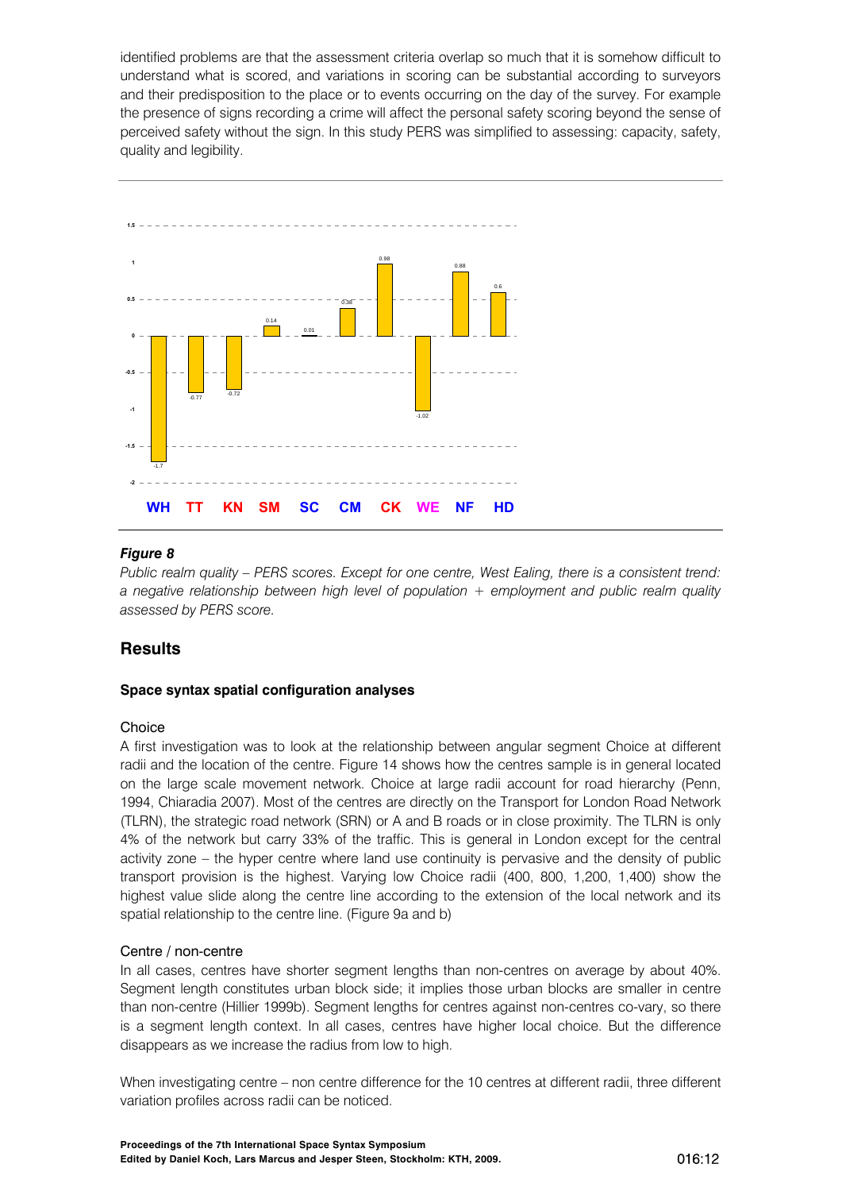identified problems are that the assessment criteria overlap so much that it is somehow difficult to understand what is scored, and variations in scoring can be substantial according to surveyors and their predisposition to the place or to events occurring on the day of the survey. For example the presence of signs recording a crime will affect the personal safety scoring beyond the sense of perceived safety without the sign. In this study PERS was simplified to assessing: capacity, safety, quality and legibility.

| | WH | TT | KN | SM | SC | CM | CK | WE | NF | HD |
|---|---|---|---|---|---|---|---|---|---|---|
| PERS score | -1.7 | -0.77 | -0.72 | 0.14 | 0.01 | 0.38 | 0.98 | -1.02 | 0.88 | 0.6 |

***Figure 8***

*Public realm quality – PERS scores. Except for one centre, West Ealing, there is a consistent trend: a negative relationship between high level of population + employment and public realm quality assessed by PERS score.*

## Results

### Space syntax spatial configuration analyses

#### Choice

A first investigation was to look at the relationship between angular segment Choice at different radii and the location of the centre. Figure 14 shows how the centres sample is in general located on the large scale movement network. Choice at large radii account for road hierarchy (Penn, 1994, Chiaradia 2007). Most of the centres are directly on the Transport for London Road Network (TLRN), the strategic road network (SRN) or A and B roads or in close proximity. The TLRN is only 4% of the network but carry 33% of the traffic. This is general in London except for the central activity zone – the hyper centre where land use continuity is pervasive and the density of public transport provision is the highest. Varying low Choice radii (400, 800, 1,200, 1,400) show the highest value slide along the centre line according to the extension of the local network and its spatial relationship to the centre line. (Figure 9a and b)

#### Centre / non-centre

In all cases, centres have shorter segment lengths than non-centres on average by about 40%. Segment length constitutes urban block side; it implies those urban blocks are smaller in centre than non-centre (Hillier 1999b). Segment lengths for centres against non-centres co-vary, so there is a segment length context. In all cases, centres have higher local choice. But the difference disappears as we increase the radius from low to high.

When investigating centre – non centre difference for the 10 centres at different radii, three different variation profiles across radii can be noticed.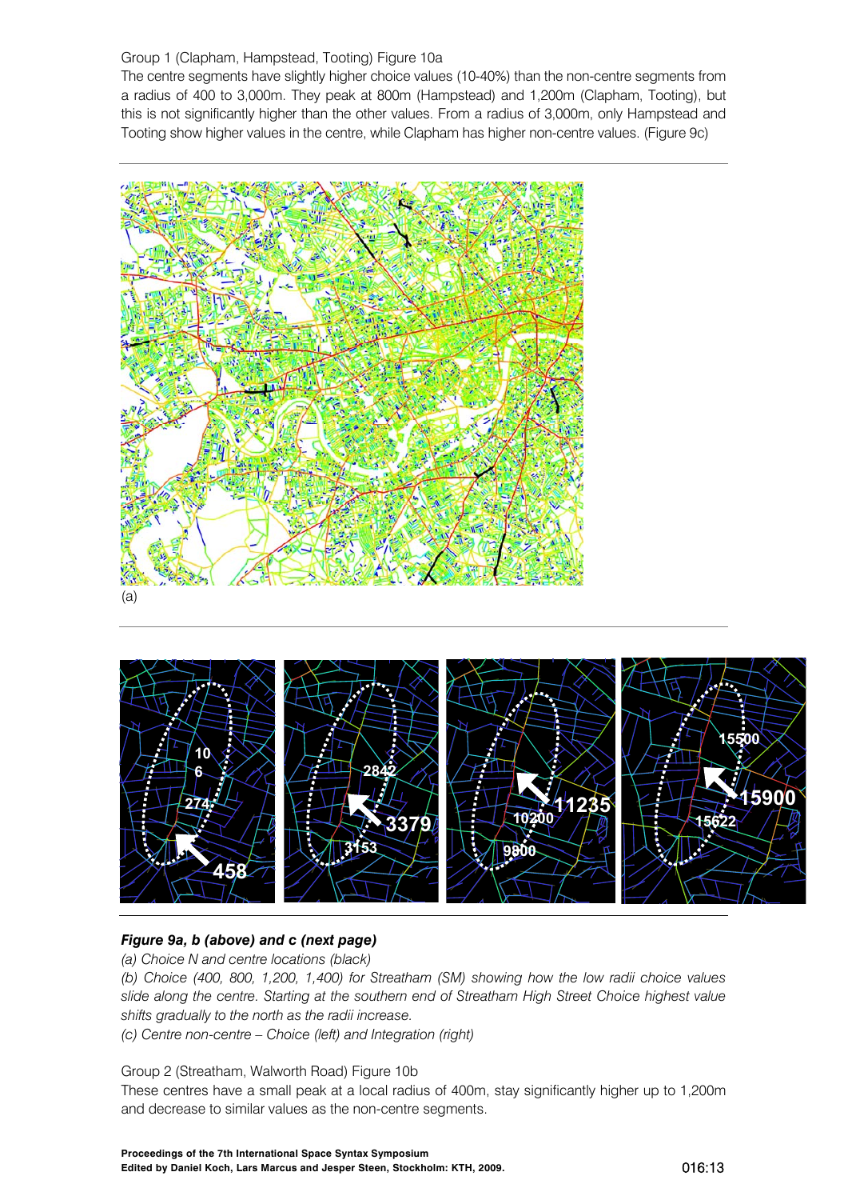Group 1 (Clapham, Hampstead, Tooting) Figure 10a

The centre segments have slightly higher choice values (10-40%) than the non-centre segments from a radius of 400 to 3,000m. They peak at 800m (Hampstead) and 1,200m (Clapham, Tooting), but this is not significantly higher than the other values. From a radius of 3,000m, only Hampstead and Tooting show higher values in the centre, while Clapham has higher non-centre values. (Figure 9c)

(a)

***Figure 9a, b (above) and c (next page)***

*(a) Choice N and centre locations (black)*

*(b) Choice (400, 800, 1,200, 1,400) for Streatham (SM) showing how the low radii choice values slide along the centre. Starting at the southern end of Streatham High Street Choice highest value shifts gradually to the north as the radii increase.*

*(c) Centre non-centre – Choice (left) and Integration (right)*

Group 2 (Streatham, Walworth Road) Figure 10b

These centres have a small peak at a local radius of 400m, stay significantly higher up to 1,200m and decrease to similar values as the non-centre segments.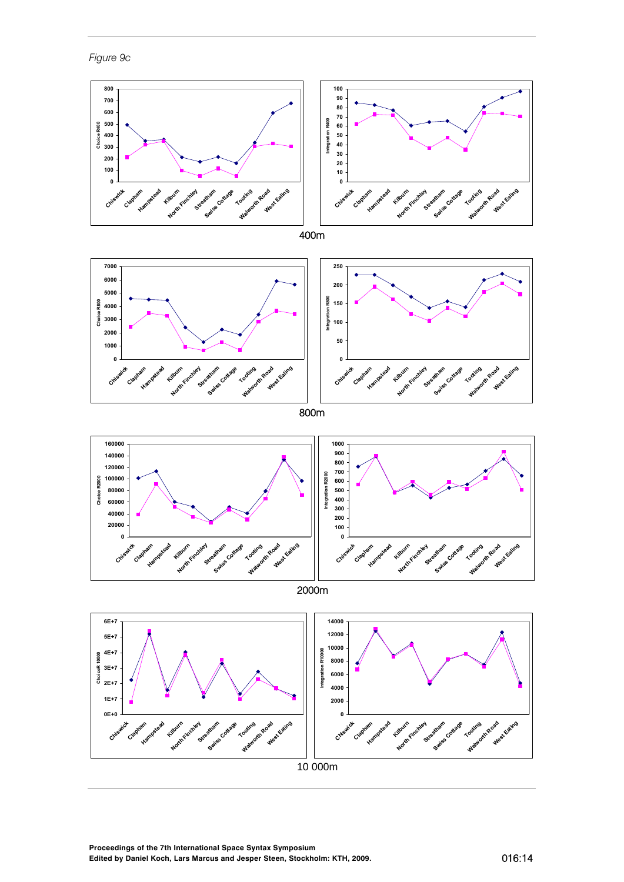*Figure 9c*

400m

800m

2000m

10 000m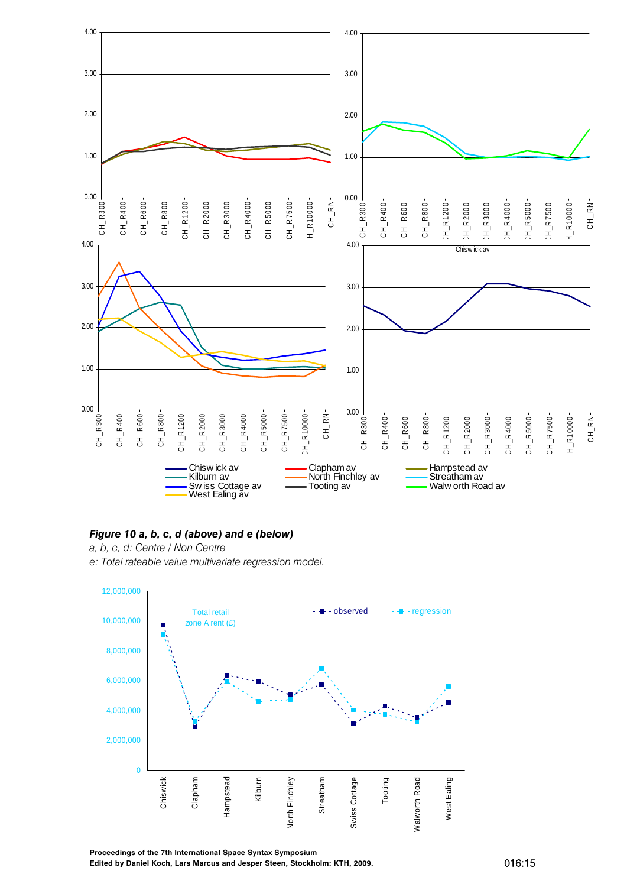**Figure 10 a, b, c, d (above) and e (below)**

*a, b, c, d: Centre / Non Centre*

*e: Total rateable value multivariate regression model.*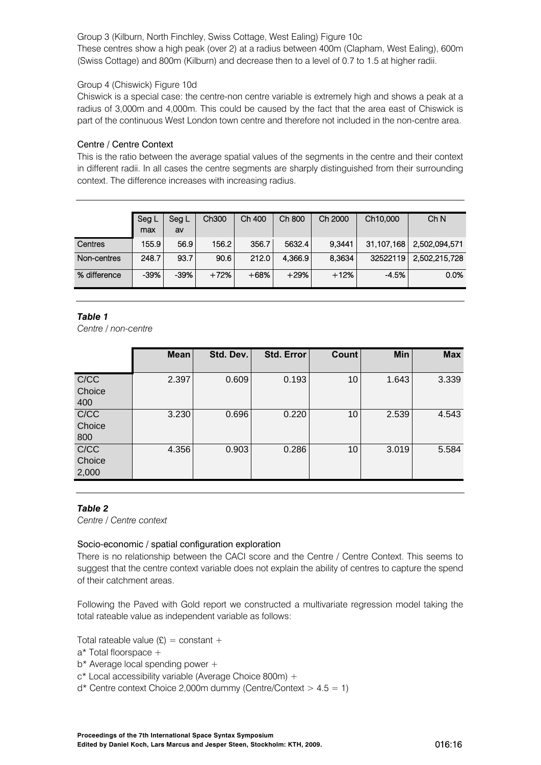Group 3 (Kilburn, North Finchley, Swiss Cottage, West Ealing) Figure 10c
These centres show a high peak (over 2) at a radius between 400m (Clapham, West Ealing), 600m (Swiss Cottage) and 800m (Kilburn) and decrease then to a level of 0.7 to 1.5 at higher radii.

Group 4 (Chiswick) Figure 10d
Chiswick is a special case: the centre-non centre variable is extremely high and shows a peak at a radius of 3,000m and 4,000m. This could be caused by the fact that the area east of Chiswick is part of the continuous West London town centre and therefore not included in the non-centre area.

Centre / Centre Context
This is the ratio between the average spatial values of the segments in the centre and their context in different radii. In all cases the centre segments are sharply distinguished from their surrounding context. The difference increases with increasing radius.

| | Seg L max | Seg L av | Ch300 | Ch 400 | Ch 800 | Ch 2000 | Ch10,000 | Ch N |
|---|---|---|---|---|---|---|---|---|
| Centres | 155.9 | 56.9 | 156.2 | 356.7 | 5632.4 | 9,3441 | 31,107,168 | 2,502,094,571 |
| Non-centres | 248.7 | 93.7 | 90.6 | 212.0 | 4,366.9 | 8,3634 | 32522119 | 2,502,215,728 |
| % difference | -39% | -39% | +72% | +68% | +29% | +12% | -4.5% | 0.0% |

***Table 1***
*Centre / non-centre*

| | Mean | Std. Dev. | Std. Error | Count | Min | Max |
|---|---|---|---|---|---|---|
| C/CC Choice 400 | 2.397 | 0.609 | 0.193 | 10 | 1.643 | 3.339 |
| C/CC Choice 800 | 3.230 | 0.696 | 0.220 | 10 | 2.539 | 4.543 |
| C/CC Choice 2,000 | 4.356 | 0.903 | 0.286 | 10 | 3.019 | 5.584 |

***Table 2***
*Centre / Centre context*

Socio-economic / spatial configuration exploration
There is no relationship between the CACI score and the Centre / Centre Context. This seems to suggest that the centre context variable does not explain the ability of centres to capture the spend of their catchment areas.

Following the Paved with Gold report we constructed a multivariate regression model taking the total rateable value as independent variable as follows:

Total rateable value (£) = constant +
a* Total floorspace +
b* Average local spending power +
c* Local accessibility variable (Average Choice 800m) +
d* Centre context Choice 2,000m dummy (Centre/Context > 4.5 = 1)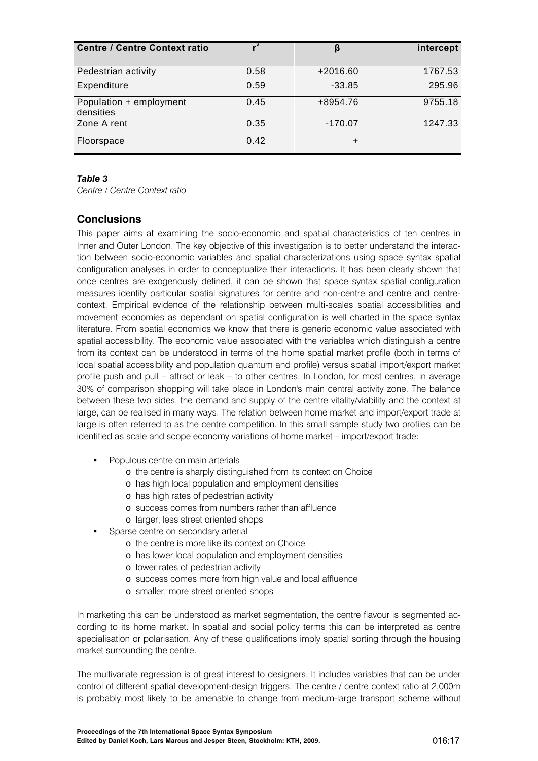| Centre / Centre Context ratio | $r^2$ | β | intercept |
|---|---|---|---|
| Pedestrian activity | 0.58 | +2016.60 | 1767.53 |
| Expenditure | 0.59 | -33.85 | 295.96 |
| Population + employment densities | 0.45 | +8954.76 | 9755.18 |
| Zone A rent | 0.35 | -170.07 | 1247.33 |
| Floorspace | 0.42 | + | |

***Table 3***
*Centre / Centre Context ratio*

## Conclusions

This paper aims at examining the socio-economic and spatial characteristics of ten centres in Inner and Outer London. The key objective of this investigation is to better understand the interaction between socio-economic variables and spatial characterizations using space syntax spatial configuration analyses in order to conceptualize their interactions. It has been clearly shown that once centres are exogenously defined, it can be shown that space syntax spatial configuration measures identify particular spatial signatures for centre and non-centre and centre and centre-context. Empirical evidence of the relationship between multi-scales spatial accessibilities and movement economies as dependant on spatial configuration is well charted in the space syntax literature. From spatial economics we know that there is generic economic value associated with spatial accessibility. The economic value associated with the variables which distinguish a centre from its context can be understood in terms of the home spatial market profile (both in terms of local spatial accessibility and population quantum and profile) versus spatial import/export market profile push and pull – attract or leak – to other centres. In London, for most centres, in average 30% of comparison shopping will take place in London's main central activity zone. The balance between these two sides, the demand and supply of the centre vitality/viability and the context at large, can be realised in many ways. The relation between home market and import/export trade at large is often referred to as the centre competition. In this small sample study two profiles can be identified as scale and scope economy variations of home market – import/export trade:

- Populous centre on main arterials
  - the centre is sharply distinguished from its context on Choice
  - has high local population and employment densities
  - has high rates of pedestrian activity
  - success comes from numbers rather than affluence
  - larger, less street oriented shops
- Sparse centre on secondary arterial
  - the centre is more like its context on Choice
  - has lower local population and employment densities
  - lower rates of pedestrian activity
  - success comes more from high value and local affluence
  - smaller, more street oriented shops

In marketing this can be understood as market segmentation, the centre flavour is segmented according to its home market. In spatial and social policy terms this can be interpreted as centre specialisation or polarisation. Any of these qualifications imply spatial sorting through the housing market surrounding the centre.

The multivariate regression is of great interest to designers. It includes variables that can be under control of different spatial development-design triggers. The centre / centre context ratio at 2,000m is probably most likely to be amenable to change from medium-large transport scheme without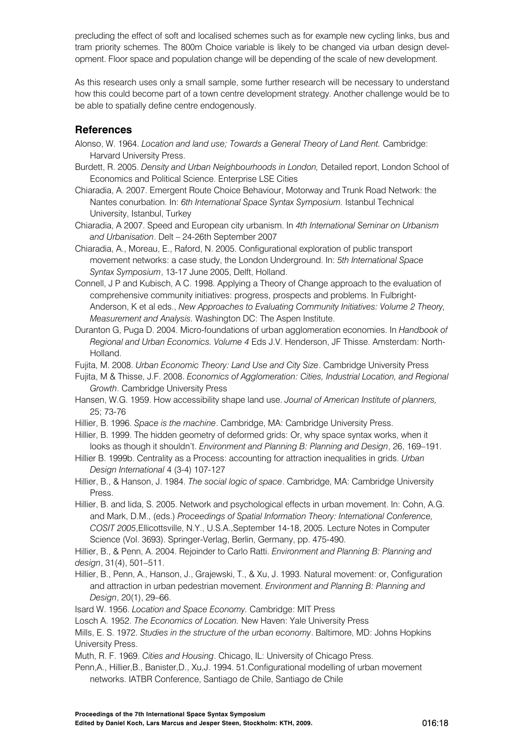precluding the effect of soft and localised schemes such as for example new cycling links, bus and tram priority schemes. The 800m Choice variable is likely to be changed via urban design development. Floor space and population change will be depending of the scale of new development.

As this research uses only a small sample, some further research will be necessary to understand how this could become part of a town centre development strategy. Another challenge would be to be able to spatially define centre endogenously.

## References

Alonso, W. 1964. *Location and land use; Towards a General Theory of Land Rent.* Cambridge: Harvard University Press.

Burdett, R. 2005. *Density and Urban Neighbourhoods in London,* Detailed report, London School of Economics and Political Science. Enterprise LSE Cities

Chiaradia, A. 2007. Emergent Route Choice Behaviour, Motorway and Trunk Road Network: the Nantes conurbation. In: *6th International Space Syntax Symposium.* Istanbul Technical University, Istanbul, Turkey

Chiaradia, A 2007. Speed and European city urbanism. In *4th International Seminar on Urbanism and Urbanisation*. Delt – 24-26th September 2007

Chiaradia, A., Moreau, E., Raford, N. 2005. Configurational exploration of public transport movement networks: a case study, the London Underground. In: *5th International Space Syntax Symposium*, 13-17 June 2005, Delft, Holland.

Connell, J P and Kubisch, A C. 1998. Applying a Theory of Change approach to the evaluation of comprehensive community initiatives: progress, prospects and problems. In Fulbright-Anderson, K et al eds., *New Approaches to Evaluating Community Initiatives: Volume 2 Theory, Measurement and Analysis.* Washington DC: The Aspen Institute.

Duranton G, Puga D. 2004. Micro-foundations of urban agglomeration economies. In *Handbook of Regional and Urban Economics. Volume 4* Eds J.V. Henderson, JF Thisse. Amsterdam: North-Holland.

Fujita, M. 2008. *Urban Economic Theory: Land Use and City Size*. Cambridge University Press

Fujita, M & Thisse, J.F. 2008. *Economics of Agglomeration: Cities, Industrial Location, and Regional Growth*. Cambridge University Press

Hansen, W.G. 1959. How accessibility shape land use. *Journal of American Institute of planners,* 25; 73-76

Hillier, B. 1996. *Space is the machine*. Cambridge, MA: Cambridge University Press.

Hillier, B. 1999. The hidden geometry of deformed grids: Or, why space syntax works, when it looks as though it shouldn't. *Environment and Planning B: Planning and Design*, 26, 169–191.

Hillier B. 1999b. Centrality as a Process: accounting for attraction inequalities in grids. *Urban Design International* 4 (3-4) 107-127

Hillier, B., & Hanson, J. 1984. *The social logic of space*. Cambridge, MA: Cambridge University Press.

Hillier, B. and Iida, S. 2005. Network and psychological effects in urban movement. In: Cohn, A.G. and Mark, D.M., (eds.) *Proceedings of Spatial Information Theory: International Conference, COSIT 2005*,Ellicottsville, N.Y., U.S.A.,September 14-18, 2005. Lecture Notes in Computer Science (Vol. 3693). Springer-Verlag, Berlin, Germany, pp. 475-490.

Hillier, B., & Penn, A. 2004. Rejoinder to Carlo Ratti. *Environment and Planning B: Planning and design*, 31(4), 501–511.

Hillier, B., Penn, A., Hanson, J., Grajewski, T., & Xu, J. 1993. Natural movement: or, Configuration and attraction in urban pedestrian movement. *Environment and Planning B: Planning and Design*, 20(1), 29–66.

Isard W. 1956. *Location and Space Economy.* Cambridge: MIT Press

Losch A. 1952. *The Economics of Location.* New Haven: Yale University Press

Mills, E. S. 1972. *Studies in the structure of the urban economy*. Baltimore, MD: Johns Hopkins University Press.

Muth, R. F. 1969. *Cities and Housing*. Chicago, IL: University of Chicago Press.

Penn,A., Hillier,B., Banister,D., Xu,J. 1994. 51.Configurational modelling of urban movement networks. IATBR Conference, Santiago de Chile, Santiago de Chile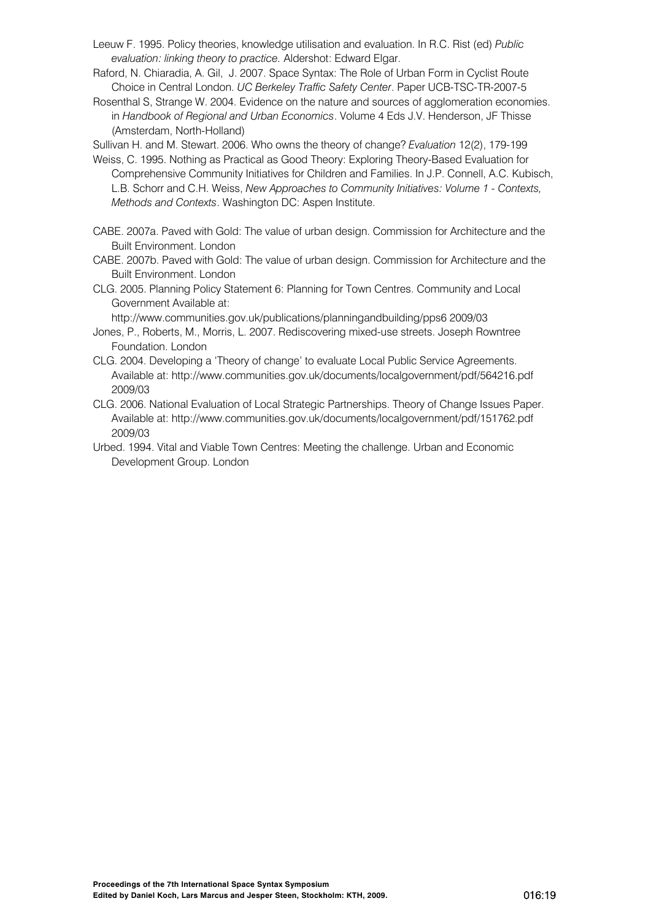Leeuw F. 1995. Policy theories, knowledge utilisation and evaluation. In R.C. Rist (ed) *Public evaluation: linking theory to practice.* Aldershot: Edward Elgar.

Raford, N. Chiaradia, A. Gil, J. 2007. Space Syntax: The Role of Urban Form in Cyclist Route Choice in Central London. *UC Berkeley Traffic Safety Center*. Paper UCB-TSC-TR-2007-5

Rosenthal S, Strange W. 2004. Evidence on the nature and sources of agglomeration economies. in *Handbook of Regional and Urban Economics*. Volume 4 Eds J.V. Henderson, JF Thisse (Amsterdam, North-Holland)

Sullivan H. and M. Stewart. 2006. Who owns the theory of change? *Evaluation* 12(2), 179-199

Weiss, C. 1995. Nothing as Practical as Good Theory: Exploring Theory-Based Evaluation for Comprehensive Community Initiatives for Children and Families. In J.P. Connell, A.C. Kubisch, L.B. Schorr and C.H. Weiss, *New Approaches to Community Initiatives: Volume 1 - Contexts, Methods and Contexts*. Washington DC: Aspen Institute.

CABE. 2007a. Paved with Gold: The value of urban design. Commission for Architecture and the Built Environment. London

CABE. 2007b. Paved with Gold: The value of urban design. Commission for Architecture and the Built Environment. London

CLG. 2005. Planning Policy Statement 6: Planning for Town Centres. Community and Local Government Available at: http://www.communities.gov.uk/publications/planningandbuilding/pps6 2009/03

Jones, P., Roberts, M., Morris, L. 2007. Rediscovering mixed-use streets. Joseph Rowntree Foundation. London

CLG. 2004. Developing a 'Theory of change' to evaluate Local Public Service Agreements. Available at: http://www.communities.gov.uk/documents/localgovernment/pdf/564216.pdf 2009/03

CLG. 2006. National Evaluation of Local Strategic Partnerships. Theory of Change Issues Paper. Available at: http://www.communities.gov.uk/documents/localgovernment/pdf/151762.pdf 2009/03

Urbed. 1994. Vital and Viable Town Centres: Meeting the challenge. Urban and Economic Development Group. London